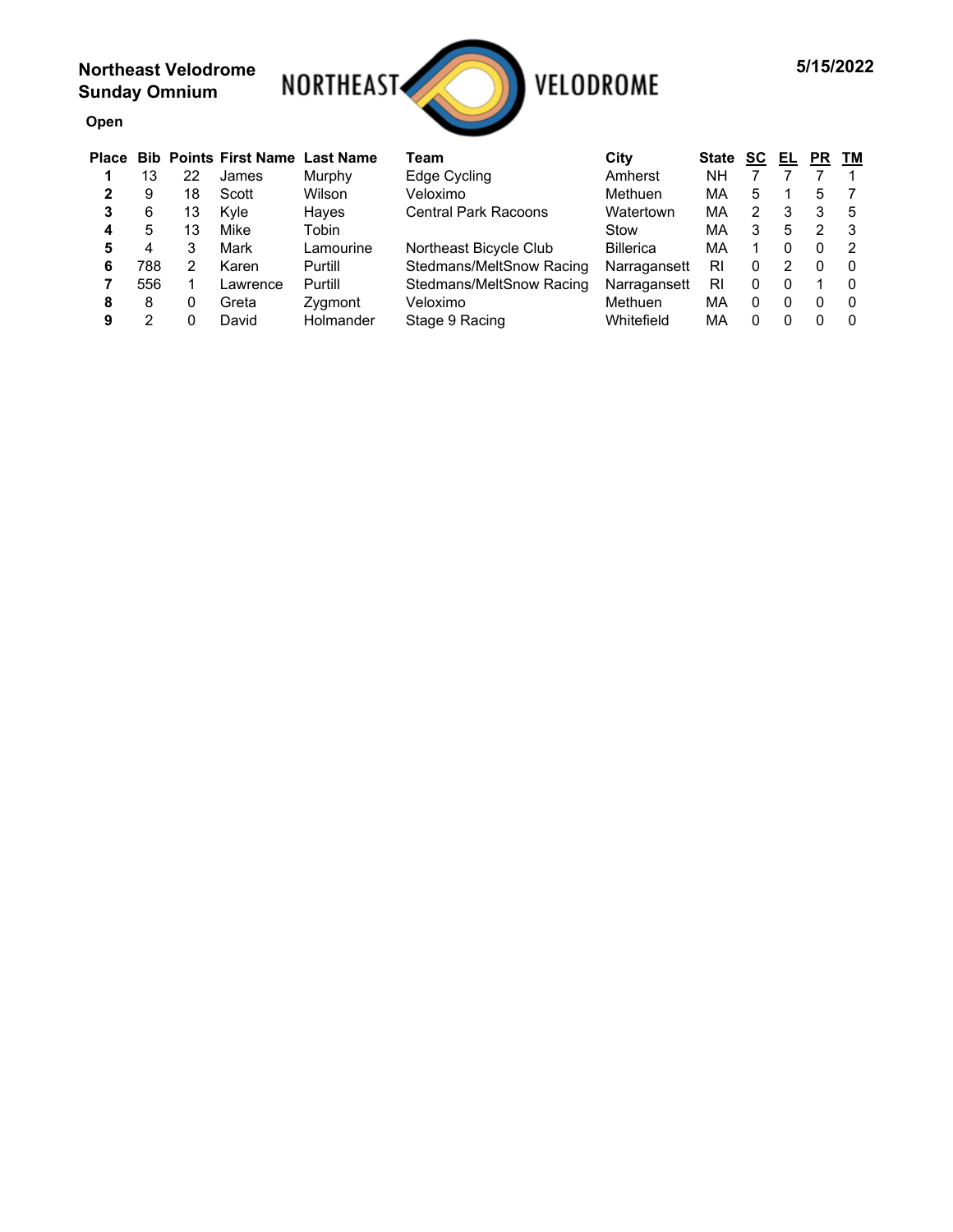**Northeast Velodrome**
**Sunday Omnium**

NORTHEAST VELODROME

**5/15/2022**

**Open**

| Place | Bib | Points | First Name | Last Name | Team | City | State | SC | EL | PR | TM |
|---|---|---|---|---|---|---|---|---|---|---|---|
| 1 | 13 | 22 | James | Murphy | Edge Cycling | Amherst | NH | 7 | 7 | 7 | 1 |
| 2 | 9 | 18 | Scott | Wilson | Veloximo | Methuen | MA | 5 | 1 | 5 | 7 |
| 3 | 6 | 13 | Kyle | Hayes | Central Park Racoons | Watertown | MA | 2 | 3 | 3 | 5 |
| 4 | 5 | 13 | Mike | Tobin | | Stow | MA | 3 | 5 | 2 | 3 |
| 5 | 4 | 3 | Mark | Lamourine | Northeast Bicycle Club | Billerica | MA | 1 | 0 | 0 | 2 |
| 6 | 788 | 2 | Karen | Purtill | Stedmans/MeltSnow Racing | Narragansett | RI | 0 | 2 | 0 | 0 |
| 7 | 556 | 1 | Lawrence | Purtill | Stedmans/MeltSnow Racing | Narragansett | RI | 0 | 0 | 1 | 0 |
| 8 | 8 | 0 | Greta | Zygmont | Veloximo | Methuen | MA | 0 | 0 | 0 | 0 |
| 9 | 2 | 0 | David | Holmander | Stage 9 Racing | Whitefield | MA | 0 | 0 | 0 | 0 |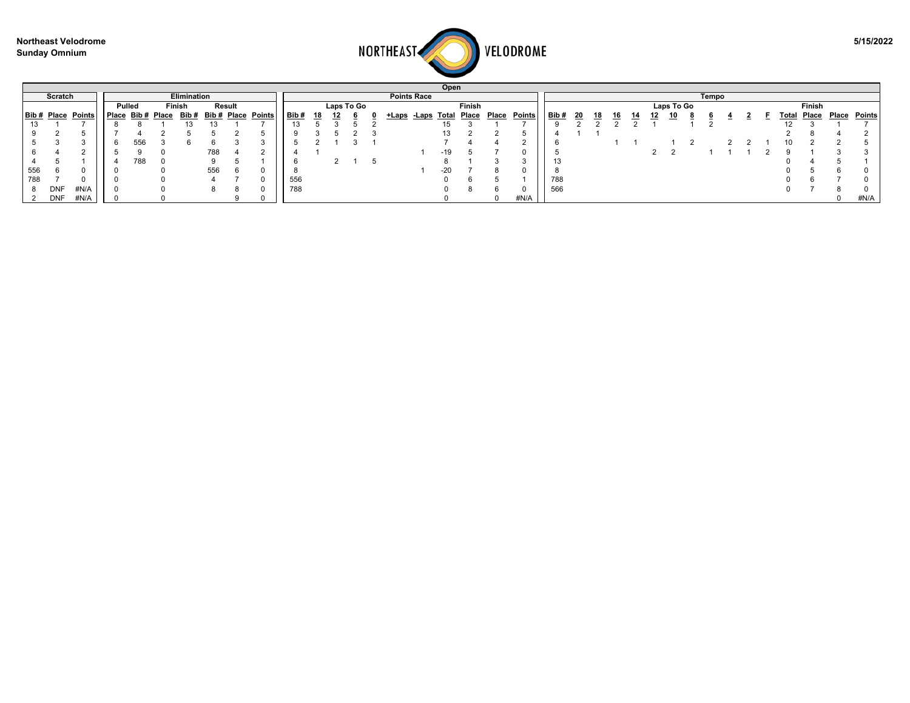**Northeast Velodrome**
**Sunday Omnium**

5/15/2022

NORTHEAST VELODROME

## Open

### Scratch

| Bib # | Place | Points |
|---|---|---|
| 13 | 1 | 7 |
| 9 | 2 | 5 |
| 5 | 3 | 3 |
| 6 | 4 | 2 |
| 4 | 5 | 1 |
| 556 | 6 | 0 |
| 788 | 7 | 0 |
| 8 | DNF | #N/A |
| 2 | DNF | #N/A |

### Elimination

| Pulled | | Finish | | Result | | |
|---|---|---|---|---|---|---|
| Place | Bib # | Place | Bib # | Bib # | Place | Points |
| 8 | 8 | 1 | 13 | 13 | 1 | 7 |
| 7 | 4 | 2 | 5 | 5 | 2 | 5 |
| 6 | 556 | 3 | 6 | 6 | 3 | 3 |
| 5 | 9 | 0 | | 788 | 4 | 2 |
| 4 | 788 | 0 | | 9 | 5 | 1 |
| 0 | | 0 | | 556 | 6 | 0 |
| 0 | | 0 | | 4 | 7 | 0 |
| 0 | | 0 | | 8 | 8 | 0 |
| 0 | | 0 | | | 9 | 0 |

### Points Race

| | Laps To Go | | | | | | | Finish | | |
|---|---|---|---|---|---|---|---|---|---|---|
| Bib # | 18 | 12 | 6 | 0 | +Laps | -Laps | Total | Place | Place | Points |
| 13 | 5 | 3 | 5 | 2 | | | 15 | 3 | 1 | 7 |
| 9 | 3 | 5 | 2 | 3 | | | 13 | 2 | 2 | 5 |
| 5 | 2 | 1 | 3 | 1 | | | 7 | 4 | 4 | 2 |
| 4 | 1 | | | | | 1 | -19 | 5 | 7 | 0 |
| 6 | | 2 | 1 | 5 | | | 8 | 1 | 3 | 3 |
| 8 | | | | | | 1 | -20 | 7 | 8 | 0 |
| 556 | | | | | | | 0 | 6 | 5 | 1 |
| 788 | | | | | | | 0 | 8 | 6 | 0 |
| | | | | | | | 0 | | 0 | #N/A |

### Tempo

| | Laps To Go | | | | | | | | | | | | Finish | | |
|---|---|---|---|---|---|---|---|---|---|---|---|---|---|---|---|
| Bib # | 20 | 18 | 16 | 14 | 12 | 10 | 8 | 6 | 4 | 2 | F | Total | Place | Place | Points |
| 9 | 2 | 2 | 2 | 2 | 1 | | 1 | 2 | | | | 12 | 3 | 1 | 7 |
| 4 | 1 | 1 | | | | | | | | | | 2 | 8 | 4 | 2 |
| 6 | | | 1 | 1 | | 1 | 2 | | 2 | 2 | 1 | 10 | 2 | 2 | 5 |
| 5 | | | | | 2 | 2 | | 1 | 1 | 1 | 2 | 9 | 1 | 3 | 3 |
| 13 | | | | | | | | | | | | 0 | 4 | 5 | 1 |
| 8 | | | | | | | | | | | | 0 | 5 | 6 | 0 |
| 788 | | | | | | | | | | | | 0 | 6 | 7 | 0 |
| 566 | | | | | | | | | | | | 0 | 7 | 8 | 0 |
| | | | | | | | | | | | | | | 0 | #N/A |